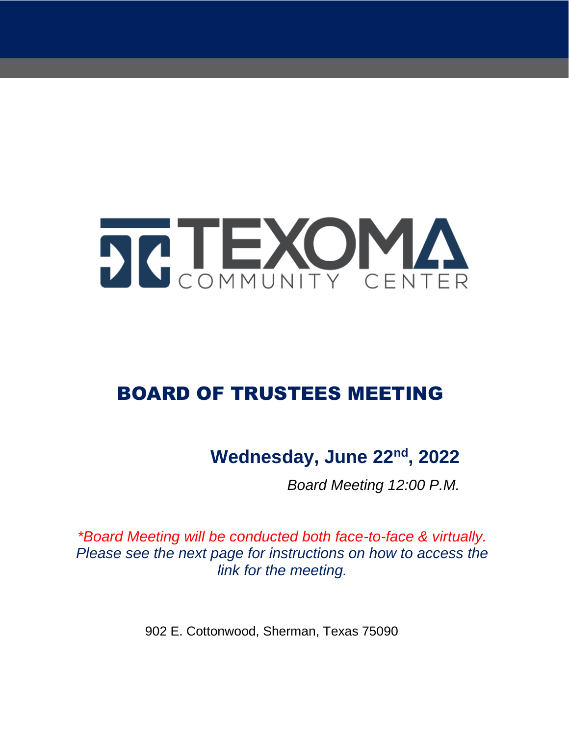# TEXOMA COMMUNITY CENTER

## BOARD OF TRUSTEES MEETING

**Wednesday, June 22nd, 2022**

*Board Meeting 12:00 P.M.*

*\*Board Meeting will be conducted both face-to-face & virtually. Please see the next page for instructions on how to access the link for the meeting.*

902 E. Cottonwood, Sherman, Texas 75090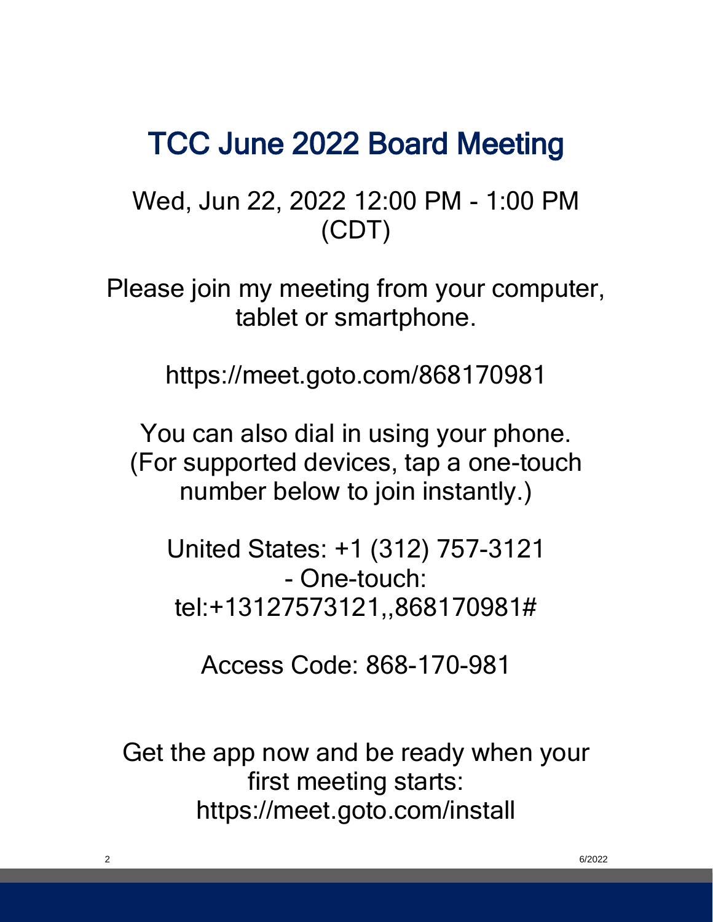# TCC June 2022 Board Meeting

Wed, Jun 22, 2022 12:00 PM - 1:00 PM (CDT)

Please join my meeting from your computer, tablet or smartphone.

https://meet.goto.com/868170981

You can also dial in using your phone.
(For supported devices, tap a one-touch number below to join instantly.)

United States: +1 (312) 757-3121
- One-touch: tel:+13127573121,,868170981#

Access Code: 868-170-981

Get the app now and be ready when your first meeting starts:
https://meet.goto.com/install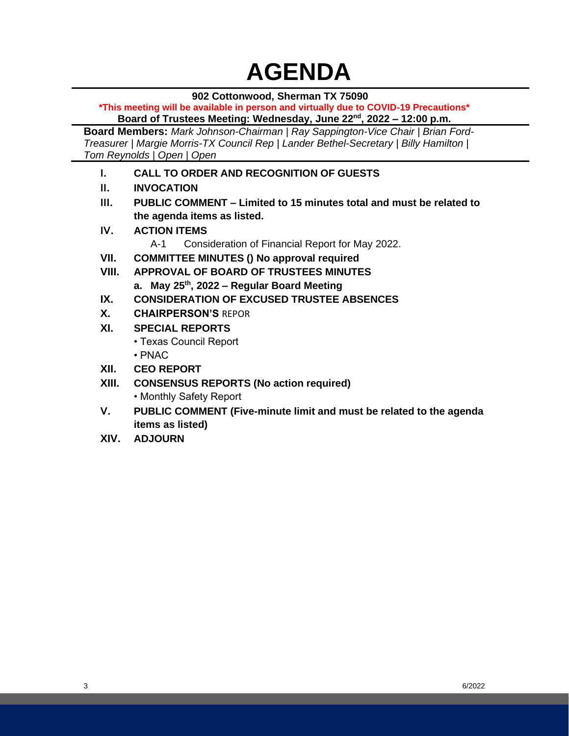# AGENDA

**902 Cottonwood, Sherman TX 75090**

**\*This meeting will be available in person and virtually due to COVID-19 Precautions\***

**Board of Trustees Meeting: Wednesday, June 22nd, 2022 – 12:00 p.m.**

**Board Members:** *Mark Johnson-Chairman | Ray Sappington-Vice Chair | Brian Ford-Treasurer | Margie Morris-TX Council Rep | Lander Bethel-Secretary | Billy Hamilton | Tom Reynolds | Open | Open*

- **I. CALL TO ORDER AND RECOGNITION OF GUESTS**
- **II. INVOCATION**
- **III. PUBLIC COMMENT – Limited to 15 minutes total and must be related to the agenda items as listed.**
- **IV. ACTION ITEMS**
  - A-1 Consideration of Financial Report for May 2022.
- **VII. COMMITTEE MINUTES () No approval required**
- **VIII. APPROVAL OF BOARD OF TRUSTEES MINUTES**
  - **a. May 25th, 2022 – Regular Board Meeting**
- **IX. CONSIDERATION OF EXCUSED TRUSTEE ABSENCES**
- **X. CHAIRPERSON'S** REPOR
- **XI. SPECIAL REPORTS**
  - • Texas Council Report
  - • PNAC
- **XII. CEO REPORT**
- **XIII. CONSENSUS REPORTS (No action required)**
  - • Monthly Safety Report
- **V. PUBLIC COMMENT (Five-minute limit and must be related to the agenda items as listed)**
- **XIV. ADJOURN**